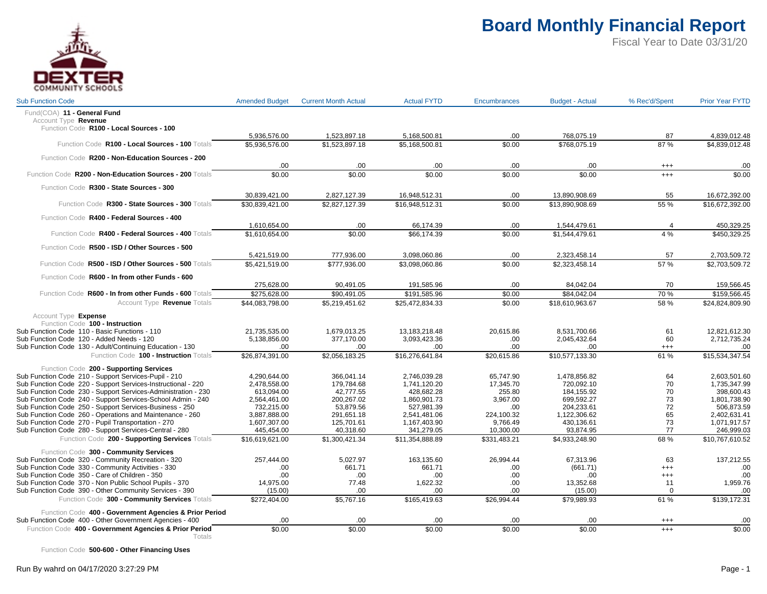# Board Monthly Financial Report

Fiscal Year to Date 03/31/20

DEXTER COMMUNITY SCHOOLS

| Sub Function Code | Amended Budget | Current Month Actual | Actual FYTD | Encumbrances | Budget - Actual | % Rec'd/Spent | Prior Year FYTD |
|---|---|---|---|---|---|---|---|
| Fund(COA) **11 - General Fund** | | | | | | | |
| Account Type **Revenue** | | | | | | | |
| Function Code **R100 - Local Sources - 100** | | | | | | | |
| | 5,936,576.00 | 1,523,897.18 | 5,168,500.81 | .00 | 768,075.19 | 87 | 4,839,012.48 |
| Function Code **R100 - Local Sources - 100** Totals | $5,936,576.00 | $1,523,897.18 | $5,168,500.81 | $0.00 | $768,075.19 | 87 % | $4,839,012.48 |
| Function Code **R200 - Non-Education Sources - 200** | | | | | | | |
| | .00 | .00 | .00 | .00 | .00 | +++ | .00 |
| Function Code **R200 - Non-Education Sources - 200** Totals | $0.00 | $0.00 | $0.00 | $0.00 | $0.00 | +++ | $0.00 |
| Function Code **R300 - State Sources - 300** | | | | | | | |
| | 30,839,421.00 | 2,827,127.39 | 16,948,512.31 | .00 | 13,890,908.69 | 55 | 16,672,392.00 |
| Function Code **R300 - State Sources - 300** Totals | $30,839,421.00 | $2,827,127.39 | $16,948,512.31 | $0.00 | $13,890,908.69 | 55 % | $16,672,392.00 |
| Function Code **R400 - Federal Sources - 400** | | | | | | | |
| | 1,610,654.00 | .00 | 66,174.39 | .00 | 1,544,479.61 | 4 | 450,329.25 |
| Function Code **R400 - Federal Sources - 400** Totals | $1,610,654.00 | $0.00 | $66,174.39 | $0.00 | $1,544,479.61 | 4 % | $450,329.25 |
| Function Code **R500 - ISD / Other Sources - 500** | | | | | | | |
| | 5,421,519.00 | 777,936.00 | 3,098,060.86 | .00 | 2,323,458.14 | 57 | 2,703,509.72 |
| Function Code **R500 - ISD / Other Sources - 500** Totals | $5,421,519.00 | $777,936.00 | $3,098,060.86 | $0.00 | $2,323,458.14 | 57 % | $2,703,509.72 |
| Function Code **R600 - In from other Funds - 600** | | | | | | | |
| | 275,628.00 | 90,491.05 | 191,585.96 | .00 | 84,042.04 | 70 | 159,566.45 |
| Function Code **R600 - In from other Funds - 600** Totals | $275,628.00 | $90,491.05 | $191,585.96 | $0.00 | $84,042.04 | 70 % | $159,566.45 |
| Account Type **Revenue** Totals | $44,083,798.00 | $5,219,451.62 | $25,472,834.33 | $0.00 | $18,610,963.67 | 58 % | $24,824,809.90 |
| Account Type **Expense** | | | | | | | |
| Function Code **100 - Instruction** | | | | | | | |
| Sub Function Code 110 - Basic Functions - 110 | 21,735,535.00 | 1,679,013.25 | 13,183,218.48 | 20,615.86 | 8,531,700.66 | 61 | 12,821,612.30 |
| Sub Function Code 120 - Added Needs - 120 | 5,138,856.00 | 377,170.00 | 3,093,423.36 | .00 | 2,045,432.64 | 60 | 2,712,735.24 |
| Sub Function Code 130 - Adult/Continuing Education - 130 | .00 | .00 | .00 | .00 | .00 | +++ | .00 |
| Function Code **100 - Instruction** Totals | $26,874,391.00 | $2,056,183.25 | $16,276,641.84 | $20,615.86 | $10,577,133.30 | 61 % | $15,534,347.54 |
| Function Code **200 - Supporting Services** | | | | | | | |
| Sub Function Code 210 - Support Services-Pupil - 210 | 4,290,644.00 | 366,041.14 | 2,746,039.28 | 65,747.90 | 1,478,856.82 | 64 | 2,603,501.60 |
| Sub Function Code 220 - Support Services-Instructional - 220 | 2,478,558.00 | 179,784.68 | 1,741,120.20 | 17,345.70 | 720,092.10 | 70 | 1,735,347.99 |
| Sub Function Code 230 - Support Services-Administration - 230 | 613,094.00 | 42,777.55 | 428,682.28 | 255.80 | 184,155.92 | 70 | 398,600.43 |
| Sub Function Code 240 - Support Services-School Admin - 240 | 2,564,461.00 | 200,267.02 | 1,860,901.73 | 3,967.00 | 699,592.27 | 73 | 1,801,738.90 |
| Sub Function Code 250 - Support Services-Business - 250 | 732,215.00 | 53,879.56 | 527,981.39 | .00 | 204,233.61 | 72 | 506,873.59 |
| Sub Function Code 260 - Operations and Maintenance - 260 | 3,887,888.00 | 291,651.18 | 2,541,481.06 | 224,100.32 | 1,122,306.62 | 65 | 2,402,631.41 |
| Sub Function Code 270 - Pupil Transportation - 270 | 1,607,307.00 | 125,701.61 | 1,167,403.90 | 9,766.49 | 430,136.61 | 73 | 1,071,917.57 |
| Sub Function Code 280 - Support Services-Central - 280 | 445,454.00 | 40,318.60 | 341,279.05 | 10,300.00 | 93,874.95 | 77 | 246,999.03 |
| Function Code **200 - Supporting Services** Totals | $16,619,621.00 | $1,300,421.34 | $11,354,888.89 | $331,483.21 | $4,933,248.90 | 68 % | $10,767,610.52 |
| Function Code **300 - Community Services** | | | | | | | |
| Sub Function Code 320 - Community Recreation - 320 | 257,444.00 | 5,027.97 | 163,135.60 | 26,994.44 | 67,313.96 | 63 | 137,212.55 |
| Sub Function Code 330 - Community Activities - 330 | .00 | 661.71 | 661.71 | .00 | (661.71) | +++ | .00 |
| Sub Function Code 350 - Care of Children - 350 | .00 | .00 | .00 | .00 | .00 | +++ | .00 |
| Sub Function Code 370 - Non Public School Pupils - 370 | 14,975.00 | 77.48 | 1,622.32 | .00 | 13,352.68 | 11 | 1,959.76 |
| Sub Function Code 390 - Other Community Services - 390 | (15.00) | .00 | .00 | .00 | (15.00) | 0 | .00 |
| Function Code **300 - Community Services** Totals | $272,404.00 | $5,767.16 | $165,419.63 | $26,994.44 | $79,989.93 | 61 % | $139,172.31 |
| Function Code **400 - Government Agencies & Prior Period** | | | | | | | |
| Sub Function Code 400 - Other Government Agencies - 400 | .00 | .00 | .00 | .00 | .00 | +++ | .00 |
| Function Code **400 - Government Agencies & Prior Period** Totals | $0.00 | $0.00 | $0.00 | $0.00 | $0.00 | +++ | $0.00 |
| Function Code **500-600 - Other Financing Uses** | | | | | | | |

Run By wahrd on 04/17/2020 3:27:29 PM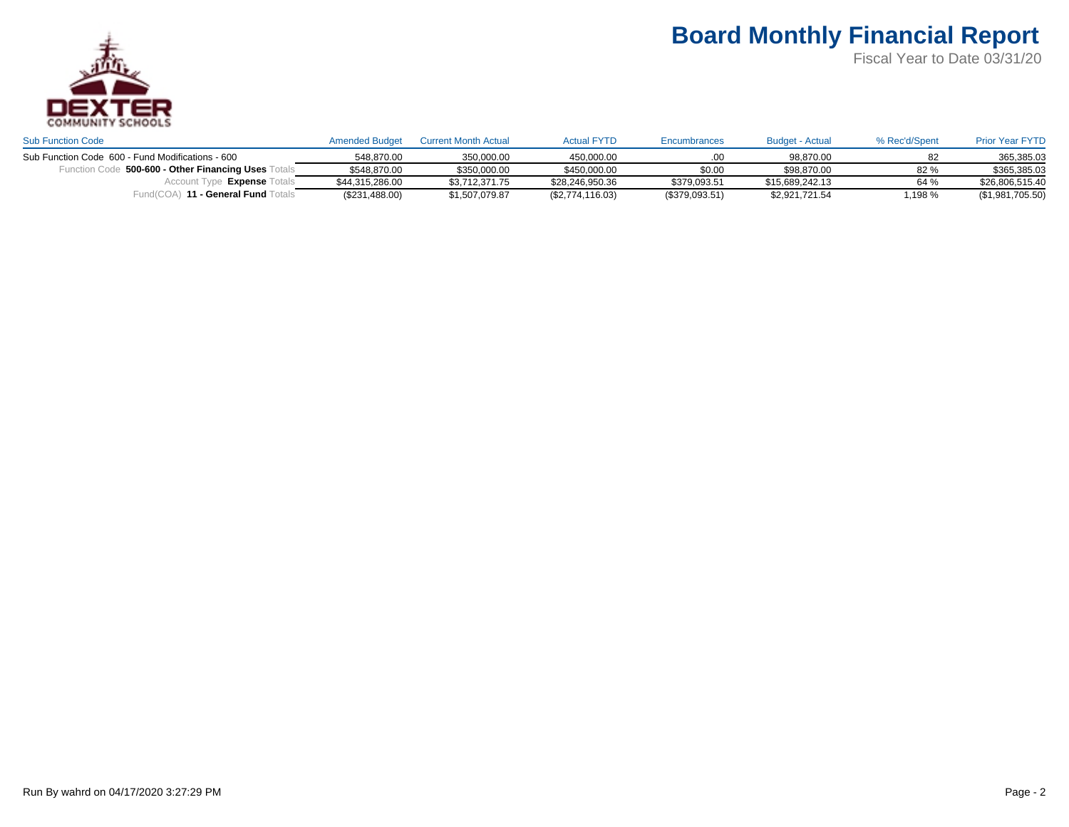# Board Monthly Financial Report

Fiscal Year to Date 03/31/20

| Sub Function Code | Amended Budget | Current Month Actual | Actual FYTD | Encumbrances | Budget - Actual | % Rec'd/Spent | Prior Year FYTD |
|---|---|---|---|---|---|---|---|
| Sub Function Code 600 - Fund Modifications - 600 | 548,870.00 | 350,000.00 | 450,000.00 | .00 | 98,870.00 | 82 | 365,385.03 |
| Function Code **500-600 - Other Financing Uses** Totals | $548,870.00 | $350,000.00 | $450,000.00 | $0.00 | $98,870.00 | 82 % | $365,385.03 |
| Account Type **Expense** Totals | $44,315,286.00 | $3,712,371.75 | $28,246,950.36 | $379,093.51 | $15,689,242.13 | 64 % | $26,806,515.40 |
| Fund(COA) **11 - General Fund** Totals | ($231,488.00) | $1,507,079.87 | ($2,774,116.03) | ($379,093.51) | $2,921,721.54 | 1,198 % | ($1,981,705.50) |

Run By wahrd on 04/17/2020 3:27:29 PM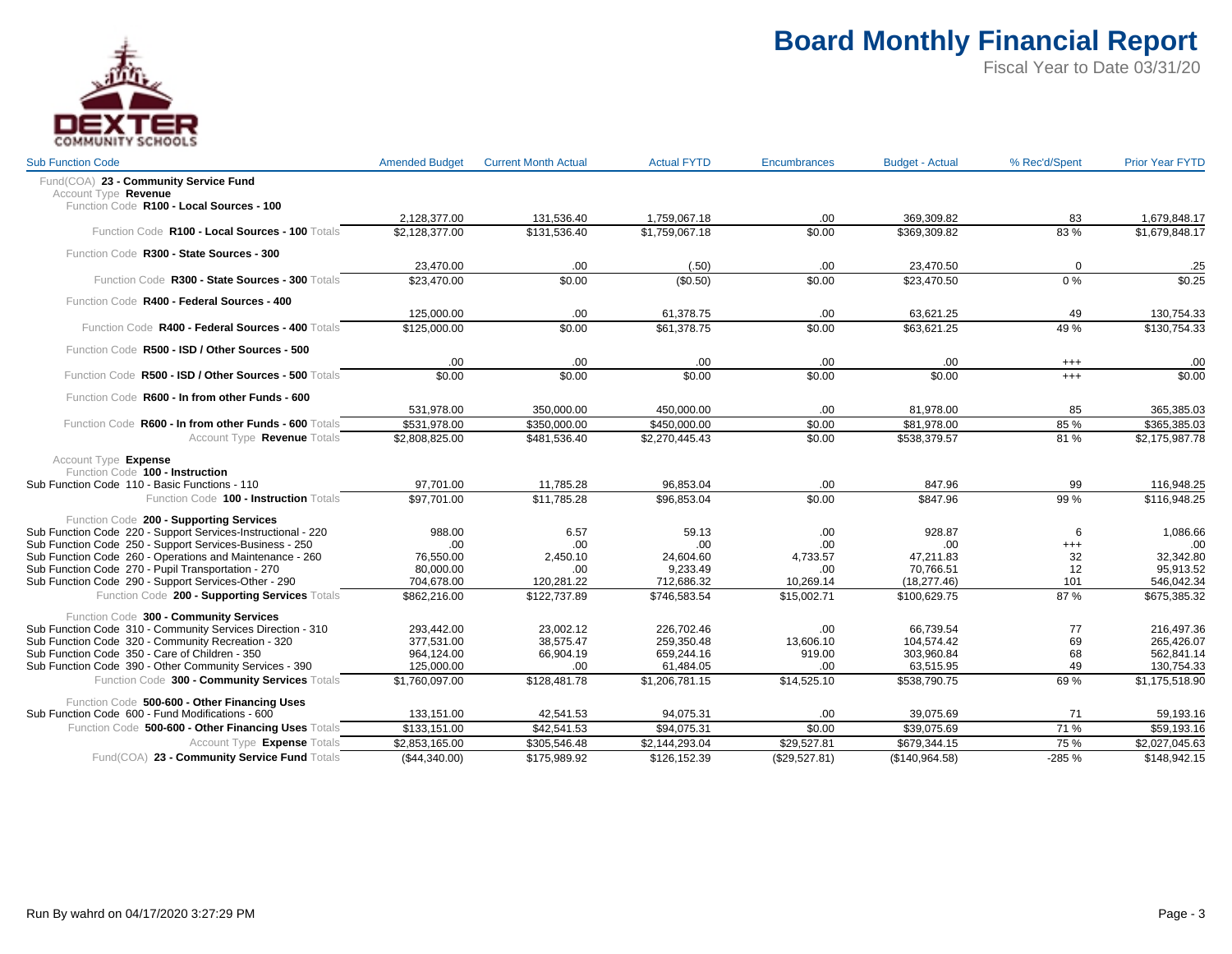# Board Monthly Financial Report

Fiscal Year to Date 03/31/20

| Sub Function Code | Amended Budget | Current Month Actual | Actual FYTD | Encumbrances | Budget - Actual | % Rec'd/Spent | Prior Year FYTD |
|---|---|---|---|---|---|---|---|
| Fund(COA) **23 - Community Service Fund** | | | | | | | |
| Account Type **Revenue** | | | | | | | |
| Function Code **R100 - Local Sources - 100** | | | | | | | |
| | 2,128,377.00 | 131,536.40 | 1,759,067.18 | .00 | 369,309.82 | 83 | 1,679,848.17 |
| Function Code **R100 - Local Sources - 100** Totals | $2,128,377.00 | $131,536.40 | $1,759,067.18 | $0.00 | $369,309.82 | 83 % | $1,679,848.17 |
| Function Code **R300 - State Sources - 300** | | | | | | | |
| | 23,470.00 | .00 | (.50) | .00 | 23,470.50 | 0 | .25 |
| Function Code **R300 - State Sources - 300** Totals | $23,470.00 | $0.00 | ($0.50) | $0.00 | $23,470.50 | 0 % | $0.25 |
| Function Code **R400 - Federal Sources - 400** | | | | | | | |
| | 125,000.00 | .00 | 61,378.75 | .00 | 63,621.25 | 49 | 130,754.33 |
| Function Code **R400 - Federal Sources - 400** Totals | $125,000.00 | $0.00 | $61,378.75 | $0.00 | $63,621.25 | 49 % | $130,754.33 |
| Function Code **R500 - ISD / Other Sources - 500** | | | | | | | |
| | .00 | .00 | .00 | .00 | .00 | +++ | .00 |
| Function Code **R500 - ISD / Other Sources - 500** Totals | $0.00 | $0.00 | $0.00 | $0.00 | $0.00 | +++ | $0.00 |
| Function Code **R600 - In from other Funds - 600** | | | | | | | |
| | 531,978.00 | 350,000.00 | 450,000.00 | .00 | 81,978.00 | 85 | 365,385.03 |
| Function Code **R600 - In from other Funds - 600** Totals | $531,978.00 | $350,000.00 | $450,000.00 | $0.00 | $81,978.00 | 85 % | $365,385.03 |
| Account Type **Revenue** Totals | $2,808,825.00 | $481,536.40 | $2,270,445.43 | $0.00 | $538,379.57 | 81 % | $2,175,987.78 |
| Account Type **Expense** | | | | | | | |
| Function Code **100 - Instruction** | | | | | | | |
| Sub Function Code 110 - Basic Functions - 110 | 97,701.00 | 11,785.28 | 96,853.04 | .00 | 847.96 | 99 | 116,948.25 |
| Function Code **100 - Instruction** Totals | $97,701.00 | $11,785.28 | $96,853.04 | $0.00 | $847.96 | 99 % | $116,948.25 |
| Function Code **200 - Supporting Services** | | | | | | | |
| Sub Function Code 220 - Support Services-Instructional - 220 | 988.00 | 6.57 | 59.13 | .00 | 928.87 | 6 | 1,086.66 |
| Sub Function Code 250 - Support Services-Business - 250 | .00 | .00 | .00 | .00 | .00 | +++ | .00 |
| Sub Function Code 260 - Operations and Maintenance - 260 | 76,550.00 | 2,450.10 | 24,604.60 | 4,733.57 | 47,211.83 | 32 | 32,342.80 |
| Sub Function Code 270 - Pupil Transportation - 270 | 80,000.00 | .00 | 9,233.49 | .00 | 70,766.51 | 12 | 95,913.52 |
| Sub Function Code 290 - Support Services-Other - 290 | 704,678.00 | 120,281.22 | 712,686.32 | 10,269.14 | (18,277.46) | 101 | 546,042.34 |
| Function Code **200 - Supporting Services** Totals | $862,216.00 | $122,737.89 | $746,583.54 | $15,002.71 | $100,629.75 | 87 % | $675,385.32 |
| Function Code **300 - Community Services** | | | | | | | |
| Sub Function Code 310 - Community Services Direction - 310 | 293,442.00 | 23,002.12 | 226,702.46 | .00 | 66,739.54 | 77 | 216,497.36 |
| Sub Function Code 320 - Community Recreation - 320 | 377,531.00 | 38,575.47 | 259,350.48 | 13,606.10 | 104,574.42 | 69 | 265,426.07 |
| Sub Function Code 350 - Care of Children - 350 | 964,124.00 | 66,904.19 | 659,244.16 | 919.00 | 303,960.84 | 68 | 562,841.14 |
| Sub Function Code 390 - Other Community Services - 390 | 125,000.00 | .00 | 61,484.05 | .00 | 63,515.95 | 49 | 130,754.33 |
| Function Code **300 - Community Services** Totals | $1,760,097.00 | $128,481.78 | $1,206,781.15 | $14,525.10 | $538,790.75 | 69 % | $1,175,518.90 |
| Function Code **500-600 - Other Financing Uses** | | | | | | | |
| Sub Function Code 600 - Fund Modifications - 600 | 133,151.00 | 42,541.53 | 94,075.31 | .00 | 39,075.69 | 71 | 59,193.16 |
| Function Code **500-600 - Other Financing Uses** Totals | $133,151.00 | $42,541.53 | $94,075.31 | $0.00 | $39,075.69 | 71 % | $59,193.16 |
| Account Type **Expense** Totals | $2,853,165.00 | $305,546.48 | $2,144,293.04 | $29,527.81 | $679,344.15 | 75 % | $2,027,045.63 |
| Fund(COA) **23 - Community Service Fund** Totals | ($44,340.00) | $175,989.92 | $126,152.39 | ($29,527.81) | ($140,964.58) | -285 % | $148,942.15 |

Run By wahrd on 04/17/2020 3:27:29 PM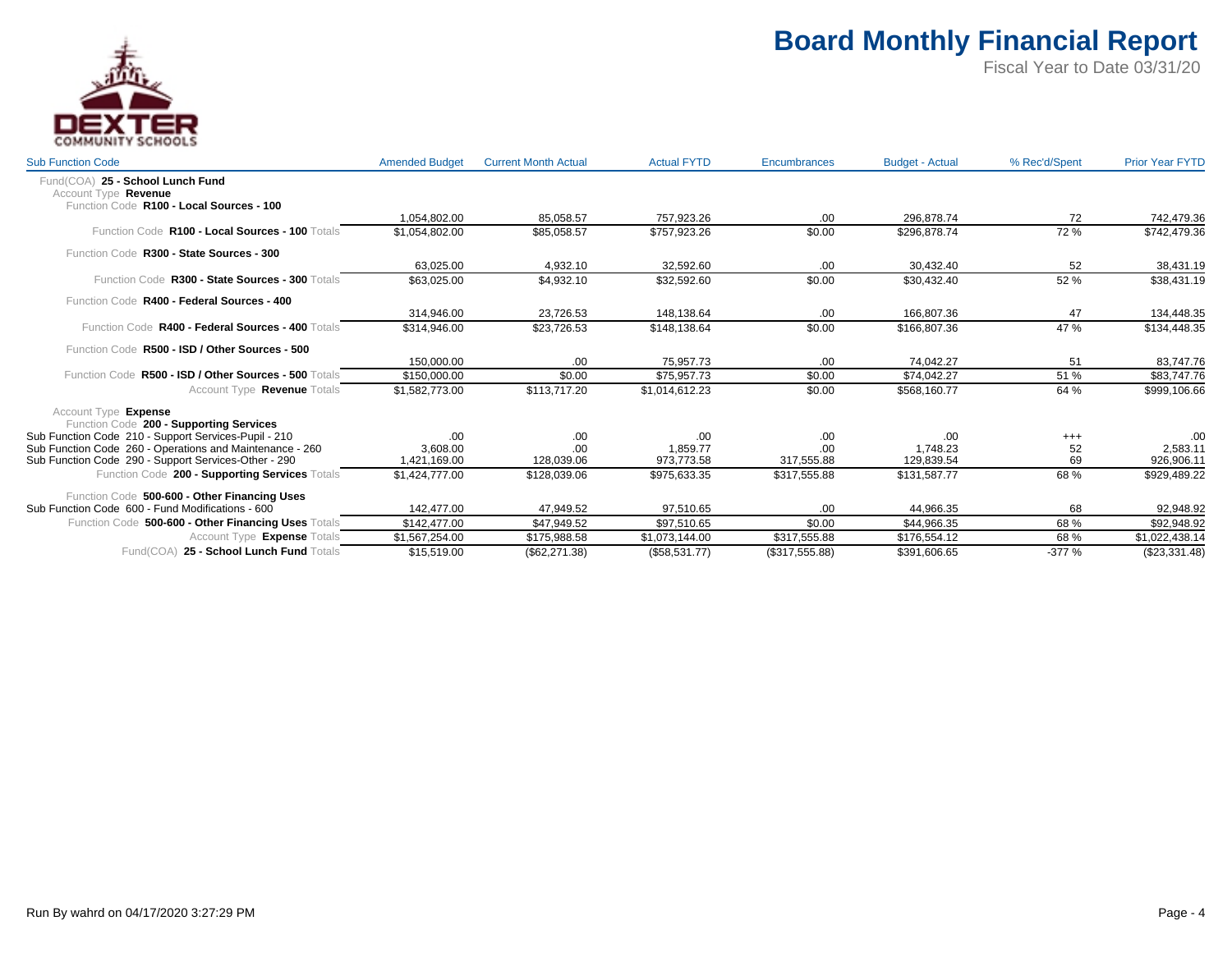# Board Monthly Financial Report

Fiscal Year to Date 03/31/20

DEXTER COMMUNITY SCHOOLS

| Sub Function Code | Amended Budget | Current Month Actual | Actual FYTD | Encumbrances | Budget - Actual | % Rec'd/Spent | Prior Year FYTD |
|---|---|---|---|---|---|---|---|
| Fund(COA) **25 - School Lunch Fund** | | | | | | | |
| Account Type **Revenue** | | | | | | | |
| Function Code **R100 - Local Sources - 100** | | | | | | | |
| | 1,054,802.00 | 85,058.57 | 757,923.26 | .00 | 296,878.74 | 72 | 742,479.36 |
| Function Code **R100 - Local Sources - 100** Totals | $1,054,802.00 | $85,058.57 | $757,923.26 | $0.00 | $296,878.74 | 72 % | $742,479.36 |
| Function Code **R300 - State Sources - 300** | | | | | | | |
| | 63,025.00 | 4,932.10 | 32,592.60 | .00 | 30,432.40 | 52 | 38,431.19 |
| Function Code **R300 - State Sources - 300** Totals | $63,025.00 | $4,932.10 | $32,592.60 | $0.00 | $30,432.40 | 52 % | $38,431.19 |
| Function Code **R400 - Federal Sources - 400** | | | | | | | |
| | 314,946.00 | 23,726.53 | 148,138.64 | .00 | 166,807.36 | 47 | 134,448.35 |
| Function Code **R400 - Federal Sources - 400** Totals | $314,946.00 | $23,726.53 | $148,138.64 | $0.00 | $166,807.36 | 47 % | $134,448.35 |
| Function Code **R500 - ISD / Other Sources - 500** | | | | | | | |
| | 150,000.00 | .00 | 75,957.73 | .00 | 74,042.27 | 51 | 83,747.76 |
| Function Code **R500 - ISD / Other Sources - 500** Totals | $150,000.00 | $0.00 | $75,957.73 | $0.00 | $74,042.27 | 51 % | $83,747.76 |
| Account Type **Revenue** Totals | $1,582,773.00 | $113,717.20 | $1,014,612.23 | $0.00 | $568,160.77 | 64 % | $999,106.66 |
| Account Type **Expense** | | | | | | | |
| Function Code **200 - Supporting Services** | | | | | | | |
| Sub Function Code 210 - Support Services-Pupil - 210 | .00 | .00 | .00 | .00 | .00 | +++ | .00 |
| Sub Function Code 260 - Operations and Maintenance - 260 | 3,608.00 | .00 | 1,859.77 | .00 | 1,748.23 | 52 | 2,583.11 |
| Sub Function Code 290 - Support Services-Other - 290 | 1,421,169.00 | 128,039.06 | 973,773.58 | 317,555.88 | 129,839.54 | 69 | 926,906.11 |
| Function Code **200 - Supporting Services** Totals | $1,424,777.00 | $128,039.06 | $975,633.35 | $317,555.88 | $131,587.77 | 68 % | $929,489.22 |
| Function Code **500-600 - Other Financing Uses** | | | | | | | |
| Sub Function Code 600 - Fund Modifications - 600 | 142,477.00 | 47,949.52 | 97,510.65 | .00 | 44,966.35 | 68 | 92,948.92 |
| Function Code **500-600 - Other Financing Uses** Totals | $142,477.00 | $47,949.52 | $97,510.65 | $0.00 | $44,966.35 | 68 % | $92,948.92 |
| Account Type **Expense** Totals | $1,567,254.00 | $175,988.58 | $1,073,144.00 | $317,555.88 | $176,554.12 | 68 % | $1,022,438.14 |
| Fund(COA) **25 - School Lunch Fund** Totals | $15,519.00 | ($62,271.38) | ($58,531.77) | ($317,555.88) | $391,606.65 | -377 % | ($23,331.48) |

Run By wahrd on 04/17/2020 3:27:29 PM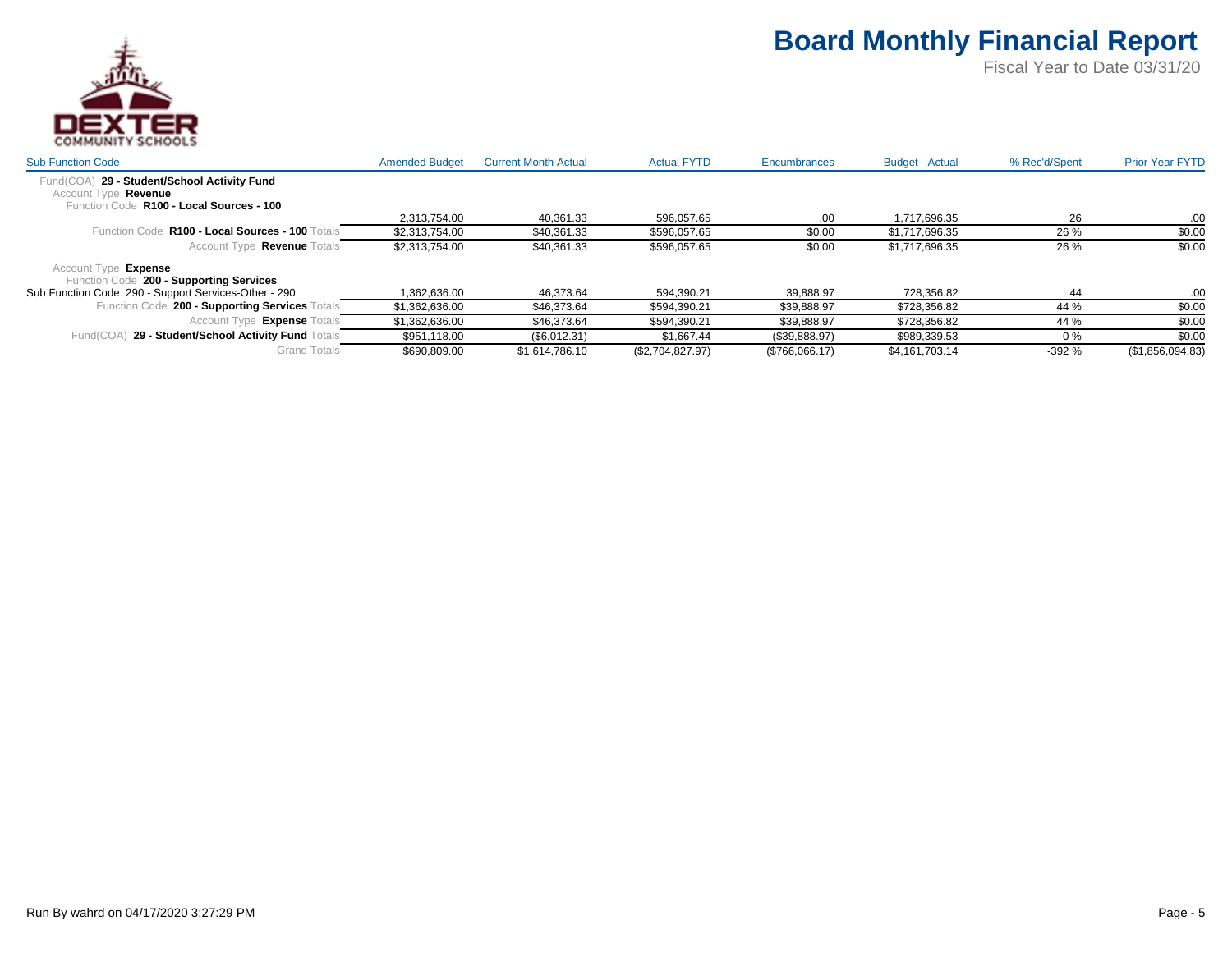# Board Monthly Financial Report

Fiscal Year to Date 03/31/20

| Sub Function Code | Amended Budget | Current Month Actual | Actual FYTD | Encumbrances | Budget - Actual | % Rec'd/Spent | Prior Year FYTD |
|---|---|---|---|---|---|---|---|
| Fund(COA) **29 - Student/School Activity Fund** | | | | | | | |
| Account Type **Revenue** | | | | | | | |
| Function Code **R100 - Local Sources - 100** | | | | | | | |
| | 2,313,754.00 | 40,361.33 | 596,057.65 | .00 | 1,717,696.35 | 26 | .00 |
| Function Code **R100 - Local Sources - 100** Totals | $2,313,754.00 | $40,361.33 | $596,057.65 | $0.00 | $1,717,696.35 | 26 % | $0.00 |
| Account Type **Revenue** Totals | $2,313,754.00 | $40,361.33 | $596,057.65 | $0.00 | $1,717,696.35 | 26 % | $0.00 |
| Account Type **Expense** | | | | | | | |
| Function Code **200 - Supporting Services** | | | | | | | |
| Sub Function Code 290 - Support Services-Other - 290 | 1,362,636.00 | 46,373.64 | 594,390.21 | 39,888.97 | 728,356.82 | 44 | .00 |
| Function Code **200 - Supporting Services** Totals | $1,362,636.00 | $46,373.64 | $594,390.21 | $39,888.97 | $728,356.82 | 44 % | $0.00 |
| Account Type **Expense** Totals | $1,362,636.00 | $46,373.64 | $594,390.21 | $39,888.97 | $728,356.82 | 44 % | $0.00 |
| Fund(COA) **29 - Student/School Activity Fund** Totals | $951,118.00 | ($6,012.31) | $1,667.44 | ($39,888.97) | $989,339.53 | 0 % | $0.00 |
| Grand Totals | $690,809.00 | $1,614,786.10 | ($2,704,827.97) | ($766,066.17) | $4,161,703.14 | -392 % | ($1,856,094.83) |

Run By wahrd on 04/17/2020 3:27:29 PM